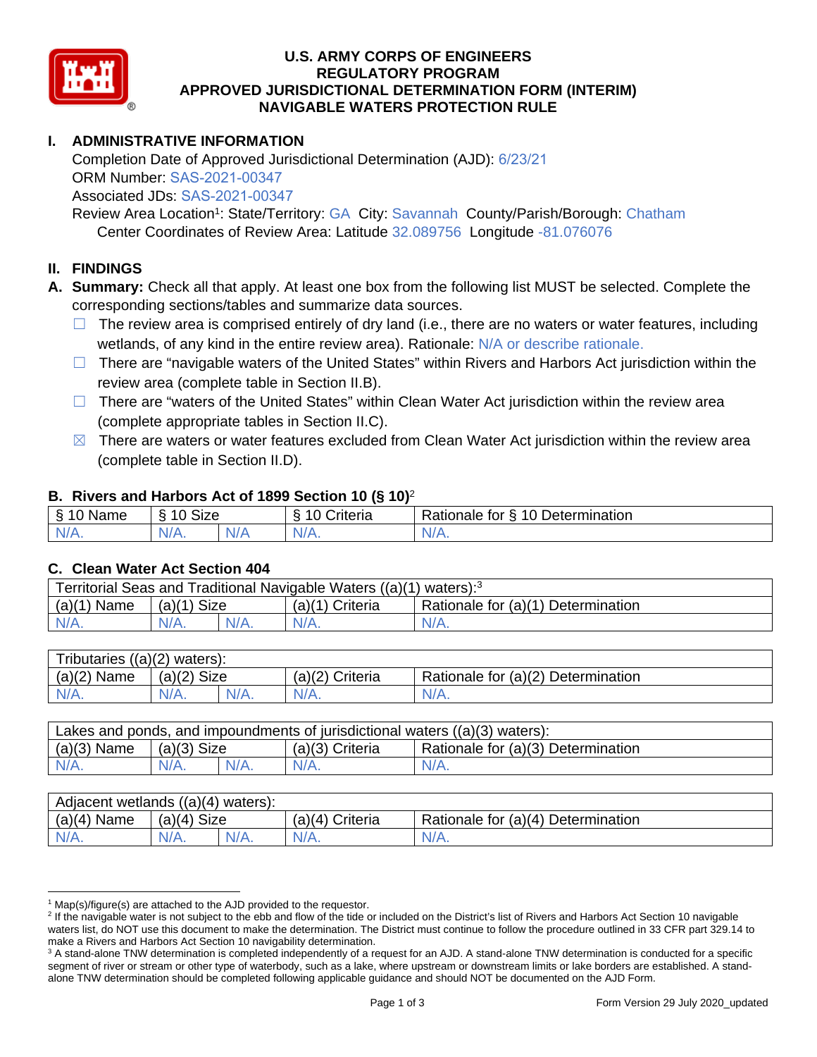# U.S. ARMY CORPS OF ENGINEERS
# REGULATORY PROGRAM
# APPROVED JURISDICTIONAL DETERMINATION FORM (INTERIM)
# NAVIGABLE WATERS PROTECTION RULE

## I. ADMINISTRATIVE INFORMATION

Completion Date of Approved Jurisdictional Determination (AJD): 6/23/21
ORM Number: SAS-2021-00347
Associated JDs: SAS-2021-00347
Review Area Location[1]: State/Territory: GA City: Savannah County/Parish/Borough: Chatham
Center Coordinates of Review Area: Latitude 32.089756 Longitude -81.076076

## II. FINDINGS

**A. Summary:** Check all that apply. At least one box from the following list MUST be selected. Complete the corresponding sections/tables and summarize data sources.

- ☐ The review area is comprised entirely of dry land (i.e., there are no waters or water features, including wetlands, of any kind in the entire review area). Rationale: N/A or describe rationale.
- ☐ There are "navigable waters of the United States" within Rivers and Harbors Act jurisdiction within the review area (complete table in Section II.B).
- ☐ There are "waters of the United States" within Clean Water Act jurisdiction within the review area (complete appropriate tables in Section II.C).
- ☒ There are waters or water features excluded from Clean Water Act jurisdiction within the review area (complete table in Section II.D).

### B. Rivers and Harbors Act of 1899 Section 10 (§ 10)[2]

| § 10 Name | § 10 Size | | § 10 Criteria | Rationale for § 10 Determination |
|---|---|---|---|---|
| N/A. | N/A. | N/A | N/A. | N/A. |

### C. Clean Water Act Section 404

| Territorial Seas and Traditional Navigable Waters ((a)(1) waters):[3] | | | | |
|---|---|---|---|---|
| (a)(1) Name | (a)(1) Size | | (a)(1) Criteria | Rationale for (a)(1) Determination |
| N/A. | N/A. | N/A. | N/A. | N/A. |

| Tributaries ((a)(2) waters): | | | | |
|---|---|---|---|---|
| (a)(2) Name | (a)(2) Size | | (a)(2) Criteria | Rationale for (a)(2) Determination |
| N/A. | N/A. | N/A. | N/A. | N/A. |

| Lakes and ponds, and impoundments of jurisdictional waters ((a)(3) waters): | | | | |
|---|---|---|---|---|
| (a)(3) Name | (a)(3) Size | | (a)(3) Criteria | Rationale for (a)(3) Determination |
| N/A. | N/A. | N/A. | N/A. | N/A. |

| Adjacent wetlands ((a)(4) waters): | | | | |
|---|---|---|---|---|
| (a)(4) Name | (a)(4) Size | | (a)(4) Criteria | Rationale for (a)(4) Determination |
| N/A. | N/A. | N/A. | N/A. | N/A. |

---

[1] Map(s)/figure(s) are attached to the AJD provided to the requestor.

[2] If the navigable water is not subject to the ebb and flow of the tide or included on the District's list of Rivers and Harbors Act Section 10 navigable waters list, do NOT use this document to make the determination. The District must continue to follow the procedure outlined in 33 CFR part 329.14 to make a Rivers and Harbors Act Section 10 navigability determination.

[3] A stand-alone TNW determination is completed independently of a request for an AJD. A stand-alone TNW determination is conducted for a specific segment of river or stream or other type of waterbody, such as a lake, where upstream or downstream limits or lake borders are established. A stand-alone TNW determination should be completed following applicable guidance and should NOT be documented on the AJD Form.

Form Version 29 July 2020_updated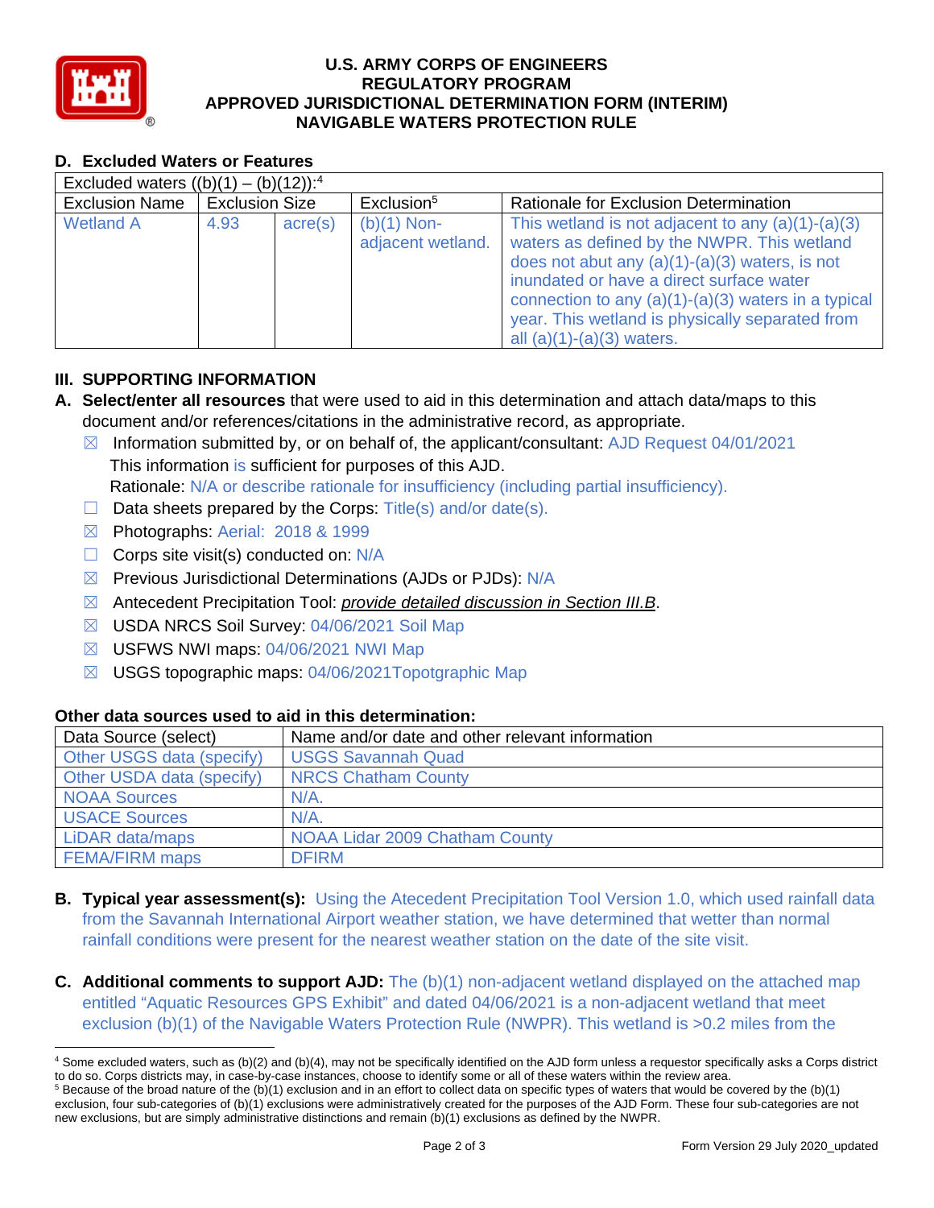## D. Excluded Waters or Features

| Excluded waters ((b)(1) – (b)(12)):[4] | | | | |
|---|---|---|---|---|
| Exclusion Name | Exclusion Size | | Exclusion[5] | Rationale for Exclusion Determination |
| Wetland A | 4.93 | acre(s) | (b)(1) Non-adjacent wetland. | This wetland is not adjacent to any (a)(1)-(a)(3) waters as defined by the NWPR. This wetland does not abut any (a)(1)-(a)(3) waters, is not inundated or have a direct surface water connection to any (a)(1)-(a)(3) waters in a typical year. This wetland is physically separated from all (a)(1)-(a)(3) waters. |

## III. SUPPORTING INFORMATION

**A. Select/enter all resources** that were used to aid in this determination and attach data/maps to this document and/or references/citations in the administrative record, as appropriate.

- ☒ Information submitted by, or on behalf of, the applicant/consultant: AJD Request 04/01/2021
  This information is sufficient for purposes of this AJD.
  Rationale: N/A or describe rationale for insufficiency (including partial insufficiency).
- ☐ Data sheets prepared by the Corps: Title(s) and/or date(s).
- ☒ Photographs: Aerial: 2018 & 1999
- ☐ Corps site visit(s) conducted on: N/A
- ☒ Previous Jurisdictional Determinations (AJDs or PJDs): N/A
- ☒ Antecedent Precipitation Tool: *provide detailed discussion in Section III.B*.
- ☒ USDA NRCS Soil Survey: 04/06/2021 Soil Map
- ☒ USFWS NWI maps: 04/06/2021 NWI Map
- ☒ USGS topographic maps: 04/06/2021Topotgraphic Map

### Other data sources used to aid in this determination:

| Data Source (select) | Name and/or date and other relevant information |
|---|---|
| Other USGS data (specify) | USGS Savannah Quad |
| Other USDA data (specify) | NRCS Chatham County |
| NOAA Sources | N/A. |
| USACE Sources | N/A. |
| LiDAR data/maps | NOAA Lidar 2009 Chatham County |
| FEMA/FIRM maps | DFIRM |

**B. Typical year assessment(s):** Using the Atecedent Precipitation Tool Version 1.0, which used rainfall data from the Savannah International Airport weather station, we have determined that wetter than normal rainfall conditions were present for the nearest weather station on the date of the site visit.

**C. Additional comments to support AJD:** The (b)(1) non-adjacent wetland displayed on the attached map entitled "Aquatic Resources GPS Exhibit" and dated 04/06/2021 is a non-adjacent wetland that meet exclusion (b)(1) of the Navigable Waters Protection Rule (NWPR). This wetland is >0.2 miles from the

---

[4] Some excluded waters, such as (b)(2) and (b)(4), may not be specifically identified on the AJD form unless a requestor specifically asks a Corps district to do so. Corps districts may, in case-by-case instances, choose to identify some or all of these waters within the review area.

[5] Because of the broad nature of the (b)(1) exclusion and in an effort to collect data on specific types of waters that would be covered by the (b)(1) exclusion, four sub-categories of (b)(1) exclusions were administratively created for the purposes of the AJD Form. These four sub-categories are not new exclusions, but are simply administrative distinctions and remain (b)(1) exclusions as defined by the NWPR.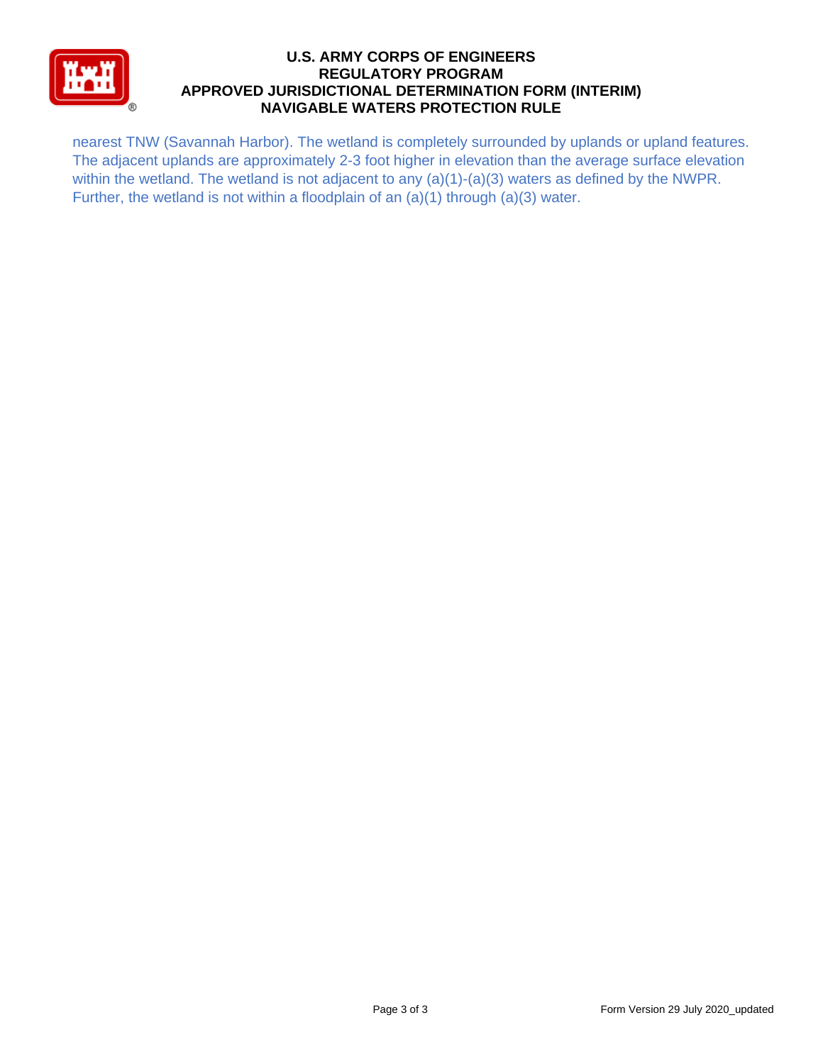nearest TNW (Savannah Harbor). The wetland is completely surrounded by uplands or upland features. The adjacent uplands are approximately 2-3 foot higher in elevation than the average surface elevation within the wetland. The wetland is not adjacent to any (a)(1)-(a)(3) waters as defined by the NWPR. Further, the wetland is not within a floodplain of an (a)(1) through (a)(3) water.